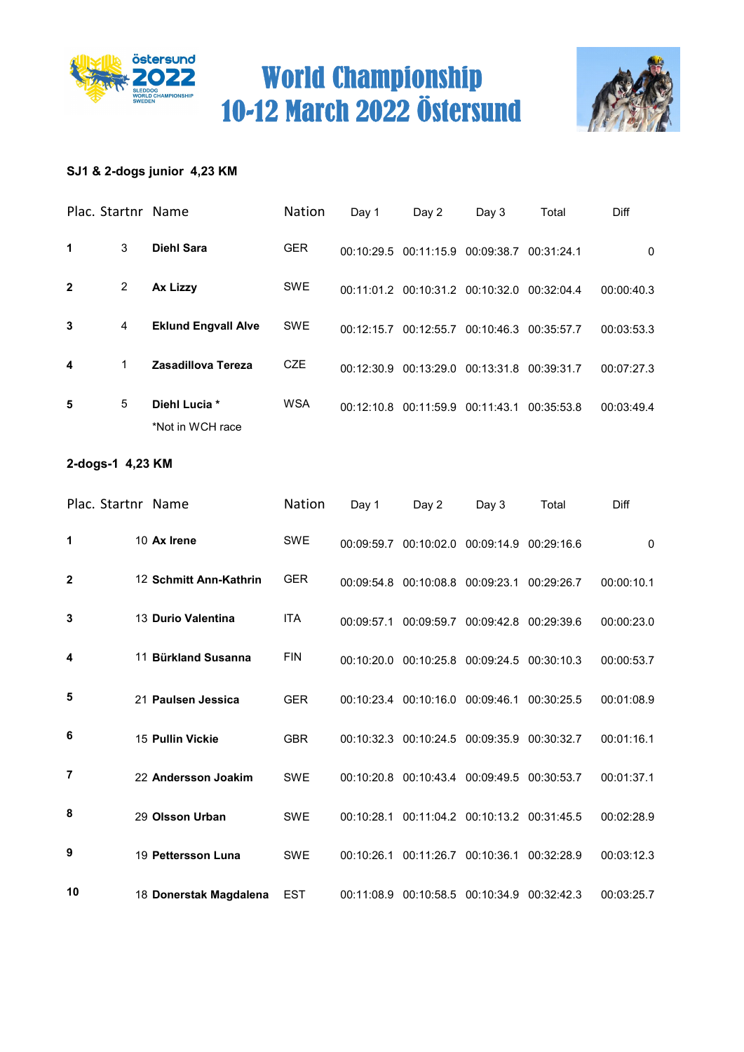# World Championship
# 10-12 March 2022 Östersund

### SJ1 & 2-dogs junior 4,23 KM

| Plac. | Startnr | Name | Nation | Day 1 | Day 2 | Day 3 | Total | Diff |
|---|---|---|---|---|---|---|---|---|
| **1** | 3 | **Diehl Sara** | GER | 00:10:29.5 | 00:11:15.9 | 00:09:38.7 | 00:31:24.1 | 0 |
| **2** | 2 | **Ax Lizzy** | SWE | 00:11:01.2 | 00:10:31.2 | 00:10:32.0 | 00:32:04.4 | 00:00:40.3 |
| **3** | 4 | **Eklund Engvall Alve** | SWE | 00:12:15.7 | 00:12:55.7 | 00:10:46.3 | 00:35:57.7 | 00:03:53.3 |
| **4** | 1 | **Zasadillova Tereza** | CZE | 00:12:30.9 | 00:13:29.0 | 00:13:31.8 | 00:39:31.7 | 00:07:27.3 |
| **5** | 5 | **Diehl Lucia *** | WSA | 00:12:10.8 | 00:11:59.9 | 00:11:43.1 | 00:35:53.8 | 00:03:49.4 |

*Not in WCH race

### 2-dogs-1 4,23 KM

| Plac. | Startnr | Name | Nation | Day 1 | Day 2 | Day 3 | Total | Diff |
|---|---|---|---|---|---|---|---|---|
| **1** | 10 | **Ax Irene** | SWE | 00:09:59.7 | 00:10:02.0 | 00:09:14.9 | 00:29:16.6 | 0 |
| **2** | 12 | **Schmitt Ann-Kathrin** | GER | 00:09:54.8 | 00:10:08.8 | 00:09:23.1 | 00:29:26.7 | 00:00:10.1 |
| **3** | 13 | **Durio Valentina** | ITA | 00:09:57.1 | 00:09:59.7 | 00:09:42.8 | 00:29:39.6 | 00:00:23.0 |
| **4** | 11 | **Bürkland Susanna** | FIN | 00:10:20.0 | 00:10:25.8 | 00:09:24.5 | 00:30:10.3 | 00:00:53.7 |
| **5** | 21 | **Paulsen Jessica** | GER | 00:10:23.4 | 00:10:16.0 | 00:09:46.1 | 00:30:25.5 | 00:01:08.9 |
| **6** | 15 | **Pullin Vickie** | GBR | 00:10:32.3 | 00:10:24.5 | 00:09:35.9 | 00:30:32.7 | 00:01:16.1 |
| **7** | 22 | **Andersson Joakim** | SWE | 00:10:20.8 | 00:10:43.4 | 00:09:49.5 | 00:30:53.7 | 00:01:37.1 |
| **8** | 29 | **Olsson Urban** | SWE | 00:10:28.1 | 00:11:04.2 | 00:10:13.2 | 00:31:45.5 | 00:02:28.9 |
| **9** | 19 | **Pettersson Luna** | SWE | 00:10:26.1 | 00:11:26.7 | 00:10:36.1 | 00:32:28.9 | 00:03:12.3 |
| **10** | 18 | **Donerstak Magdalena** | EST | 00:11:08.9 | 00:10:58.5 | 00:10:34.9 | 00:32:42.3 | 00:03:25.7 |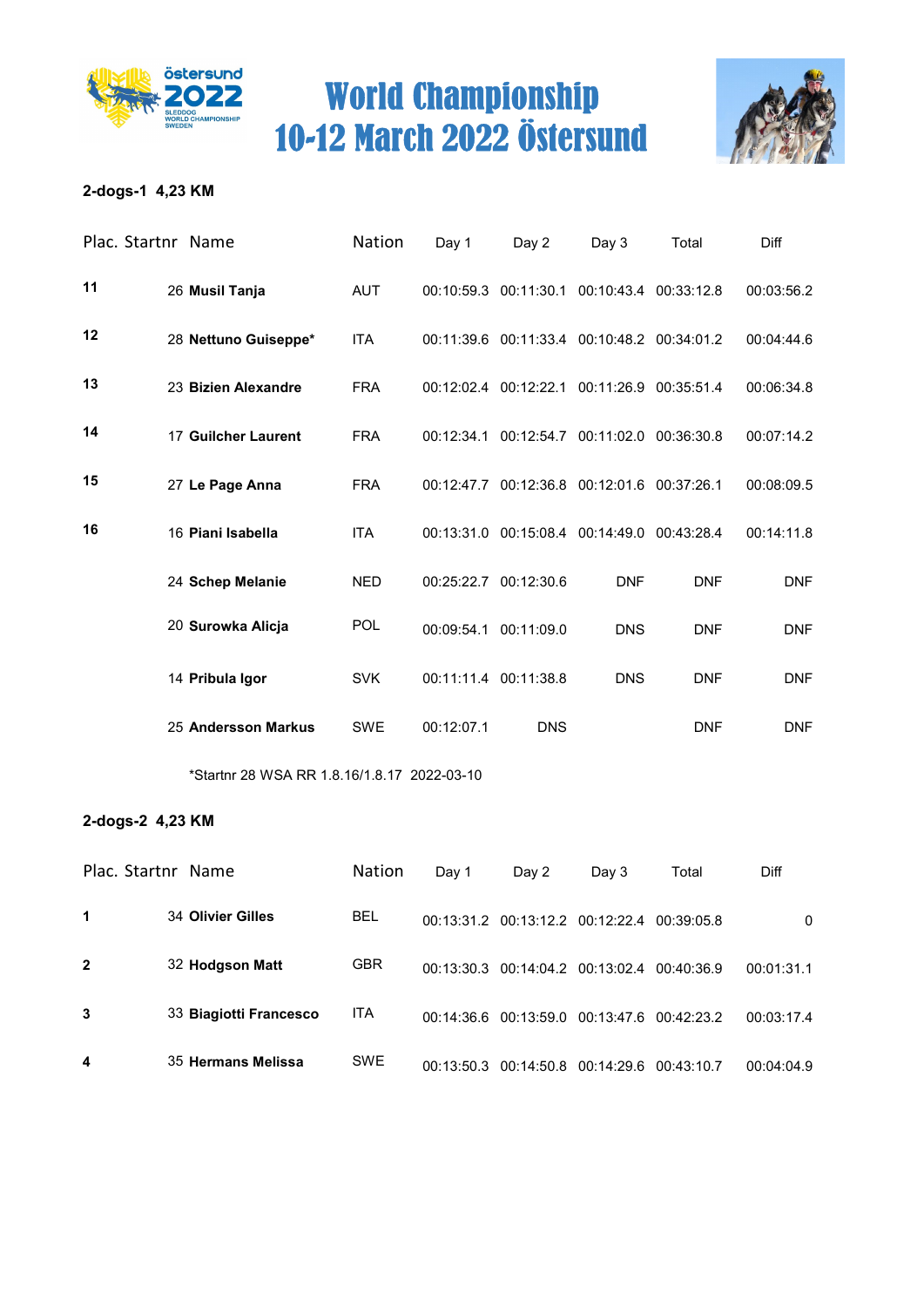# World Championship
# 10-12 March 2022 Östersund

### 2-dogs-1 4,23 KM

| Plac. | Startnr | Name | Nation | Day 1 | Day 2 | Day 3 | Total | Diff |
|---|---|---|---|---|---|---|---|---|
| 11 | 26 | **Musil Tanja** | AUT | 00:10:59.3 | 00:11:30.1 | 00:10:43.4 | 00:33:12.8 | 00:03:56.2 |
| 12 | 28 | **Nettuno Guiseppe*** | ITA | 00:11:39.6 | 00:11:33.4 | 00:10:48.2 | 00:34:01.2 | 00:04:44.6 |
| 13 | 23 | **Bizien Alexandre** | FRA | 00:12:02.4 | 00:12:22.1 | 00:11:26.9 | 00:35:51.4 | 00:06:34.8 |
| 14 | 17 | **Guilcher Laurent** | FRA | 00:12:34.1 | 00:12:54.7 | 00:11:02.0 | 00:36:30.8 | 00:07:14.2 |
| 15 | 27 | **Le Page Anna** | FRA | 00:12:47.7 | 00:12:36.8 | 00:12:01.6 | 00:37:26.1 | 00:08:09.5 |
| 16 | 16 | **Piani Isabella** | ITA | 00:13:31.0 | 00:15:08.4 | 00:14:49.0 | 00:43:28.4 | 00:14:11.8 |
| | 24 | **Schep Melanie** | NED | 00:25:22.7 | 00:12:30.6 | DNF | DNF | DNF |
| | 20 | **Surowka Alicja** | POL | 00:09:54.1 | 00:11:09.0 | DNS | DNF | DNF |
| | 14 | **Pribula Igor** | SVK | 00:11:11.4 | 00:11:38.8 | DNS | DNF | DNF |
| | 25 | **Andersson Markus** | SWE | 00:12:07.1 | DNS | | DNF | DNF |

*Startnr 28 WSA RR 1.8.16/1.8.17 2022-03-10

### 2-dogs-2 4,23 KM

| Plac. | Startnr | Name | Nation | Day 1 | Day 2 | Day 3 | Total | Diff |
|---|---|---|---|---|---|---|---|---|
| 1 | 34 | **Olivier Gilles** | BEL | 00:13:31.2 | 00:13:12.2 | 00:12:22.4 | 00:39:05.8 | 0 |
| 2 | 32 | **Hodgson Matt** | GBR | 00:13:30.3 | 00:14:04.2 | 00:13:02.4 | 00:40:36.9 | 00:01:31.1 |
| 3 | 33 | **Biagiotti Francesco** | ITA | 00:14:36.6 | 00:13:59.0 | 00:13:47.6 | 00:42:23.2 | 00:03:17.4 |
| 4 | 35 | **Hermans Melissa** | SWE | 00:13:50.3 | 00:14:50.8 | 00:14:29.6 | 00:43:10.7 | 00:04:04.9 |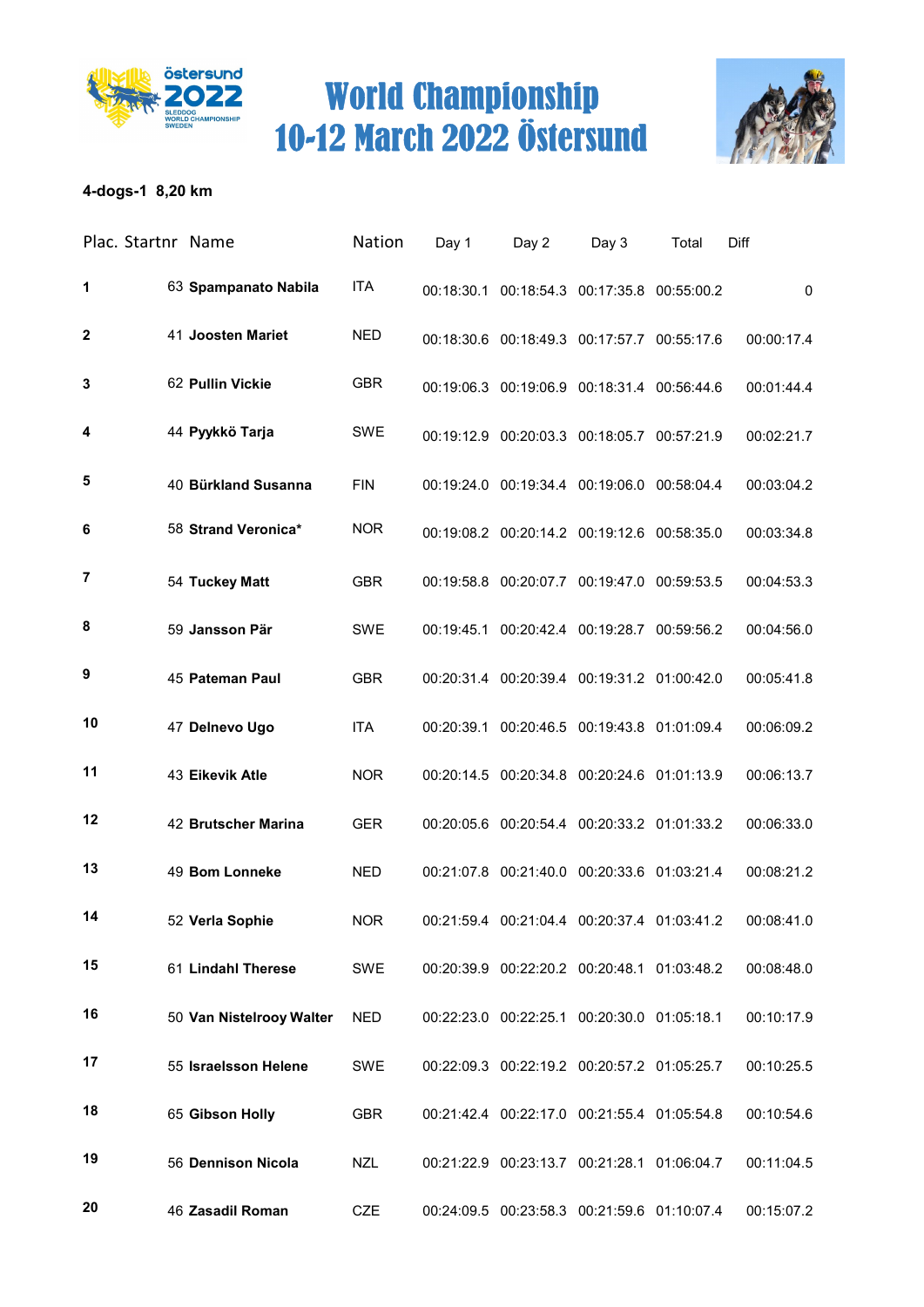# World Championship
# 10-12 March 2022 Östersund

**4-dogs-1 8,20 km**

| Plac. | Startnr | Name | Nation | Day 1 | Day 2 | Day 3 | Total | Diff |
|---|---|---|---|---|---|---|---|---|
| **1** | 63 | **Spampanato Nabila** | ITA | 00:18:30.1 | 00:18:54.3 | 00:17:35.8 | 00:55:00.2 | 0 |
| **2** | 41 | **Joosten Mariet** | NED | 00:18:30.6 | 00:18:49.3 | 00:17:57.7 | 00:55:17.6 | 00:00:17.4 |
| **3** | 62 | **Pullin Vickie** | GBR | 00:19:06.3 | 00:19:06.9 | 00:18:31.4 | 00:56:44.6 | 00:01:44.4 |
| **4** | 44 | **Pyykkö Tarja** | SWE | 00:19:12.9 | 00:20:03.3 | 00:18:05.7 | 00:57:21.9 | 00:02:21.7 |
| **5** | 40 | **Bürkland Susanna** | FIN | 00:19:24.0 | 00:19:34.4 | 00:19:06.0 | 00:58:04.4 | 00:03:04.2 |
| **6** | 58 | **Strand Veronica*** | NOR | 00:19:08.2 | 00:20:14.2 | 00:19:12.6 | 00:58:35.0 | 00:03:34.8 |
| **7** | 54 | **Tuckey Matt** | GBR | 00:19:58.8 | 00:20:07.7 | 00:19:47.0 | 00:59:53.5 | 00:04:53.3 |
| **8** | 59 | **Jansson Pär** | SWE | 00:19:45.1 | 00:20:42.4 | 00:19:28.7 | 00:59:56.2 | 00:04:56.0 |
| **9** | 45 | **Pateman Paul** | GBR | 00:20:31.4 | 00:20:39.4 | 00:19:31.2 | 01:00:42.0 | 00:05:41.8 |
| **10** | 47 | **Delnevo Ugo** | ITA | 00:20:39.1 | 00:20:46.5 | 00:19:43.8 | 01:01:09.4 | 00:06:09.2 |
| **11** | 43 | **Eikevik Atle** | NOR | 00:20:14.5 | 00:20:34.8 | 00:20:24.6 | 01:01:13.9 | 00:06:13.7 |
| **12** | 42 | **Brutscher Marina** | GER | 00:20:05.6 | 00:20:54.4 | 00:20:33.2 | 01:01:33.2 | 00:06:33.0 |
| **13** | 49 | **Bom Lonneke** | NED | 00:21:07.8 | 00:21:40.0 | 00:20:33.6 | 01:03:21.4 | 00:08:21.2 |
| **14** | 52 | **Verla Sophie** | NOR | 00:21:59.4 | 00:21:04.4 | 00:20:37.4 | 01:03:41.2 | 00:08:41.0 |
| **15** | 61 | **Lindahl Therese** | SWE | 00:20:39.9 | 00:22:20.2 | 00:20:48.1 | 01:03:48.2 | 00:08:48.0 |
| **16** | 50 | **Van Nistelrooy Walter** | NED | 00:22:23.0 | 00:22:25.1 | 00:20:30.0 | 01:05:18.1 | 00:10:17.9 |
| **17** | 55 | **Israelsson Helene** | SWE | 00:22:09.3 | 00:22:19.2 | 00:20:57.2 | 01:05:25.7 | 00:10:25.5 |
| **18** | 65 | **Gibson Holly** | GBR | 00:21:42.4 | 00:22:17.0 | 00:21:55.4 | 01:05:54.8 | 00:10:54.6 |
| **19** | 56 | **Dennison Nicola** | NZL | 00:21:22.9 | 00:23:13.7 | 00:21:28.1 | 01:06:04.7 | 00:11:04.5 |
| **20** | 46 | **Zasadil Roman** | CZE | 00:24:09.5 | 00:23:58.3 | 00:21:59.6 | 01:10:07.4 | 00:15:07.2 |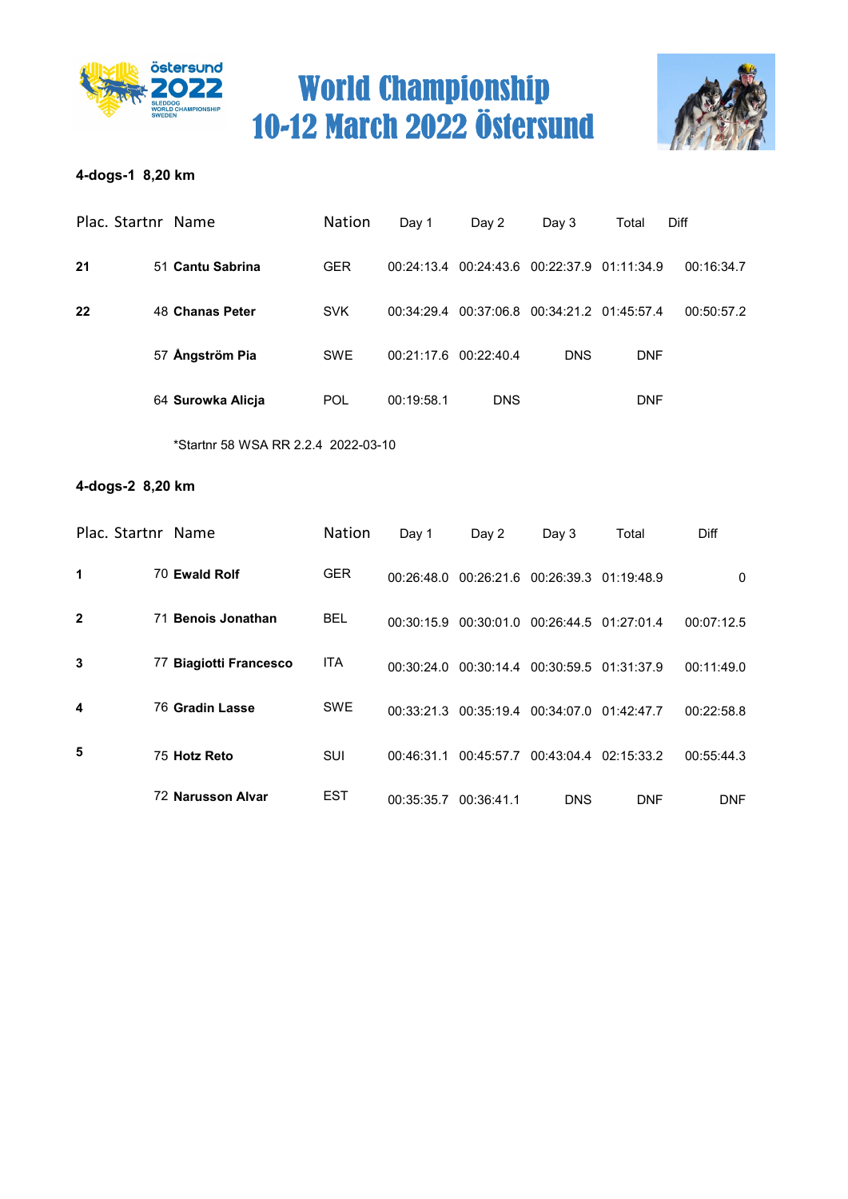# World Championship
# 10-12 March 2022 Östersund

**4-dogs-1 8,20 km**

| Plac. | Startnr | Name | Nation | Day 1 | Day 2 | Day 3 | Total | Diff |
|---|---|---|---|---|---|---|---|---|
| **21** | 51 | **Cantu Sabrina** | GER | 00:24:13.4 | 00:24:43.6 | 00:22:37.9 | 01:11:34.9 | 00:16:34.7 |
| **22** | 48 | **Chanas Peter** | SVK | 00:34:29.4 | 00:37:06.8 | 00:34:21.2 | 01:45:57.4 | 00:50:57.2 |
| | 57 | **Ångström Pia** | SWE | 00:21:17.6 | 00:22:40.4 | DNS | DNF | |
| | 64 | **Surowka Alicja** | POL | 00:19:58.1 | DNS | | DNF | |

*Startnr 58 WSA RR 2.2.4 2022-03-10

**4-dogs-2 8,20 km**

| Plac. | Startnr | Name | Nation | Day 1 | Day 2 | Day 3 | Total | Diff |
|---|---|---|---|---|---|---|---|---|
| **1** | 70 | **Ewald Rolf** | GER | 00:26:48.0 | 00:26:21.6 | 00:26:39.3 | 01:19:48.9 | 0 |
| **2** | 71 | **Benois Jonathan** | BEL | 00:30:15.9 | 00:30:01.0 | 00:26:44.5 | 01:27:01.4 | 00:07:12.5 |
| **3** | 77 | **Biagiotti Francesco** | ITA | 00:30:24.0 | 00:30:14.4 | 00:30:59.5 | 01:31:37.9 | 00:11:49.0 |
| **4** | 76 | **Gradin Lasse** | SWE | 00:33:21.3 | 00:35:19.4 | 00:34:07.0 | 01:42:47.7 | 00:22:58.8 |
| **5** | 75 | **Hotz Reto** | SUI | 00:46:31.1 | 00:45:57.7 | 00:43:04.4 | 02:15:33.2 | 00:55:44.3 |
| | 72 | **Narusson Alvar** | EST | 00:35:35.7 | 00:36:41.1 | DNS | DNF | DNF |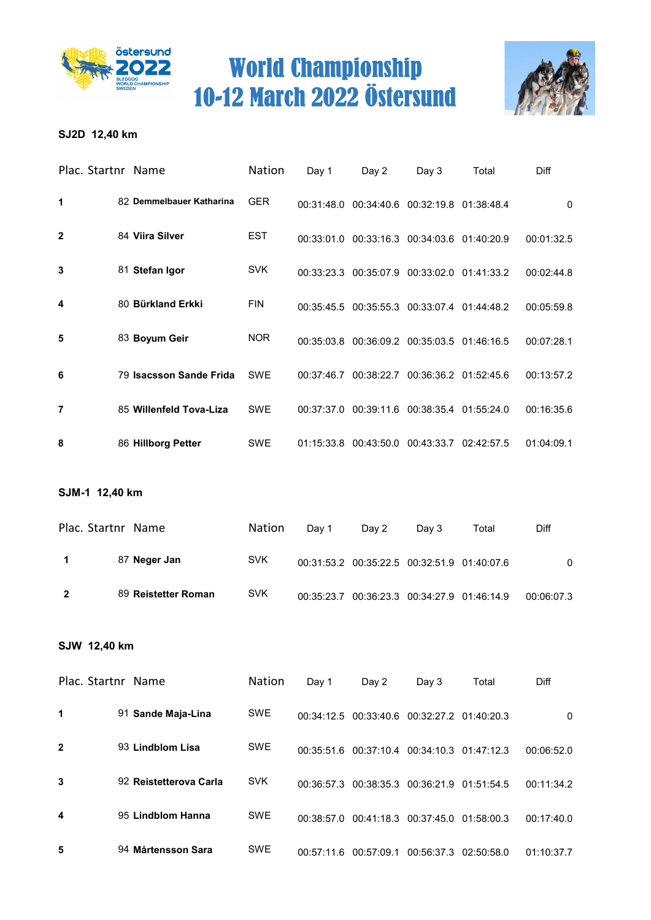# World Championship
# 10-12 March 2022 Östersund

**SJ2D 12,40 km**

| Plac. | Startnr | Name | Nation | Day 1 | Day 2 | Day 3 | Total | Diff |
|---|---|---|---|---|---|---|---|---|
| **1** | 82 | **Demmelbauer Katharina** | GER | 00:31:48.0 | 00:34:40.6 | 00:32:19.8 | 01:38:48.4 | 0 |
| **2** | 84 | **Viira Silver** | EST | 00:33:01.0 | 00:33:16.3 | 00:34:03.6 | 01:40:20.9 | 00:01:32.5 |
| **3** | 81 | **Stefan Igor** | SVK | 00:33:23.3 | 00:35:07.9 | 00:33:02.0 | 01:41:33.2 | 00:02:44.8 |
| **4** | 80 | **Bürkland Erkki** | FIN | 00:35:45.5 | 00:35:55.3 | 00:33:07.4 | 01:44:48.2 | 00:05:59.8 |
| **5** | 83 | **Boyum Geir** | NOR | 00:35:03.8 | 00:36:09.2 | 00:35:03.5 | 01:46:16.5 | 00:07:28.1 |
| **6** | 79 | **Isacsson Sande Frida** | SWE | 00:37:46.7 | 00:38:22.7 | 00:36:36.2 | 01:52:45.6 | 00:13:57.2 |
| **7** | 85 | **Willenfeld Tova-Liza** | SWE | 00:37:37.0 | 00:39:11.6 | 00:38:35.4 | 01:55:24.0 | 00:16:35.6 |
| **8** | 86 | **Hillborg Petter** | SWE | 01:15:33.8 | 00:43:50.0 | 00:43:33.7 | 02:42:57.5 | 01:04:09.1 |

**SJM-1 12,40 km**

| Plac. | Startnr | Name | Nation | Day 1 | Day 2 | Day 3 | Total | Diff |
|---|---|---|---|---|---|---|---|---|
| **1** | 87 | **Neger Jan** | SVK | 00:31:53.2 | 00:35:22.5 | 00:32:51.9 | 01:40:07.6 | 0 |
| **2** | 89 | **Reistetter Roman** | SVK | 00:35:23.7 | 00:36:23.3 | 00:34:27.9 | 01:46:14.9 | 00:06:07.3 |

**SJW 12,40 km**

| Plac. | Startnr | Name | Nation | Day 1 | Day 2 | Day 3 | Total | Diff |
|---|---|---|---|---|---|---|---|---|
| **1** | 91 | **Sande Maja-Lina** | SWE | 00:34:12.5 | 00:33:40.6 | 00:32:27.2 | 01:40:20.3 | 0 |
| **2** | 93 | **Lindblom Lisa** | SWE | 00:35:51.6 | 00:37:10.4 | 00:34:10.3 | 01:47:12.3 | 00:06:52.0 |
| **3** | 92 | **Reistetterova Carla** | SVK | 00:36:57.3 | 00:38:35.3 | 00:36:21.9 | 01:51:54.5 | 00:11:34.2 |
| **4** | 95 | **Lindblom Hanna** | SWE | 00:38:57.0 | 00:41:18.3 | 00:37:45.0 | 01:58:00.3 | 00:17:40.0 |
| **5** | 94 | **Mårtensson Sara** | SWE | 00:57:11.6 | 00:57:09.1 | 00:56:37.3 | 02:50:58.0 | 01:10:37.7 |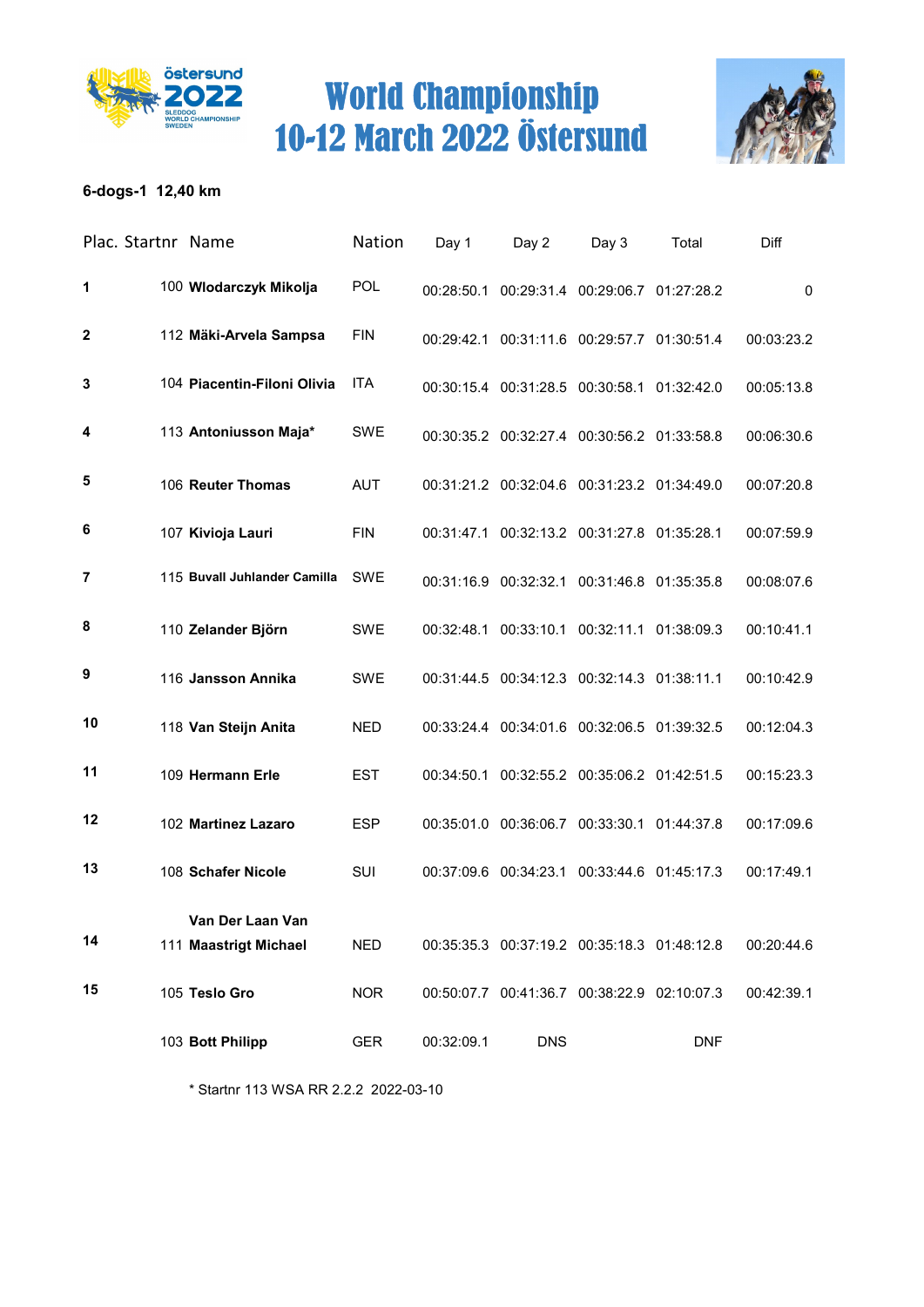# World Championship
# 10-12 March 2022 Östersund

**6-dogs-1 12,40 km**

| Plac. | Startnr | Name | Nation | Day 1 | Day 2 | Day 3 | Total | Diff |
|---|---|---|---|---|---|---|---|---|
| **1** | 100 | **Wlodarczyk Mikolja** | POL | 00:28:50.1 | 00:29:31.4 | 00:29:06.7 | 01:27:28.2 | 0 |
| **2** | 112 | **Mäki-Arvela Sampsa** | FIN | 00:29:42.1 | 00:31:11.6 | 00:29:57.7 | 01:30:51.4 | 00:03:23.2 |
| **3** | 104 | **Piacentin-Filoni Olivia** | ITA | 00:30:15.4 | 00:31:28.5 | 00:30:58.1 | 01:32:42.0 | 00:05:13.8 |
| **4** | 113 | **Antoniusson Maja*** | SWE | 00:30:35.2 | 00:32:27.4 | 00:30:56.2 | 01:33:58.8 | 00:06:30.6 |
| **5** | 106 | **Reuter Thomas** | AUT | 00:31:21.2 | 00:32:04.6 | 00:31:23.2 | 01:34:49.0 | 00:07:20.8 |
| **6** | 107 | **Kivioja Lauri** | FIN | 00:31:47.1 | 00:32:13.2 | 00:31:27.8 | 01:35:28.1 | 00:07:59.9 |
| **7** | 115 | **Buvall Juhlander Camilla** | SWE | 00:31:16.9 | 00:32:32.1 | 00:31:46.8 | 01:35:35.8 | 00:08:07.6 |
| **8** | 110 | **Zelander Björn** | SWE | 00:32:48.1 | 00:33:10.1 | 00:32:11.1 | 01:38:09.3 | 00:10:41.1 |
| **9** | 116 | **Jansson Annika** | SWE | 00:31:44.5 | 00:34:12.3 | 00:32:14.3 | 01:38:11.1 | 00:10:42.9 |
| **10** | 118 | **Van Steijn Anita** | NED | 00:33:24.4 | 00:34:01.6 | 00:32:06.5 | 01:39:32.5 | 00:12:04.3 |
| **11** | 109 | **Hermann Erle** | EST | 00:34:50.1 | 00:32:55.2 | 00:35:06.2 | 01:42:51.5 | 00:15:23.3 |
| **12** | 102 | **Martinez Lazaro** | ESP | 00:35:01.0 | 00:36:06.7 | 00:33:30.1 | 01:44:37.8 | 00:17:09.6 |
| **13** | 108 | **Schafer Nicole** | SUI | 00:37:09.6 | 00:34:23.1 | 00:33:44.6 | 01:45:17.3 | 00:17:49.1 |
| **14** | 111 | **Van Der Laan Van Maastrigt Michael** | NED | 00:35:35.3 | 00:37:19.2 | 00:35:18.3 | 01:48:12.8 | 00:20:44.6 |
| **15** | 105 | **Teslo Gro** | NOR | 00:50:07.7 | 00:41:36.7 | 00:38:22.9 | 02:10:07.3 | 00:42:39.1 |
| | 103 | **Bott Philipp** | GER | 00:32:09.1 | DNS | | DNF | |

\* Startnr 113 WSA RR 2.2.2 2022-03-10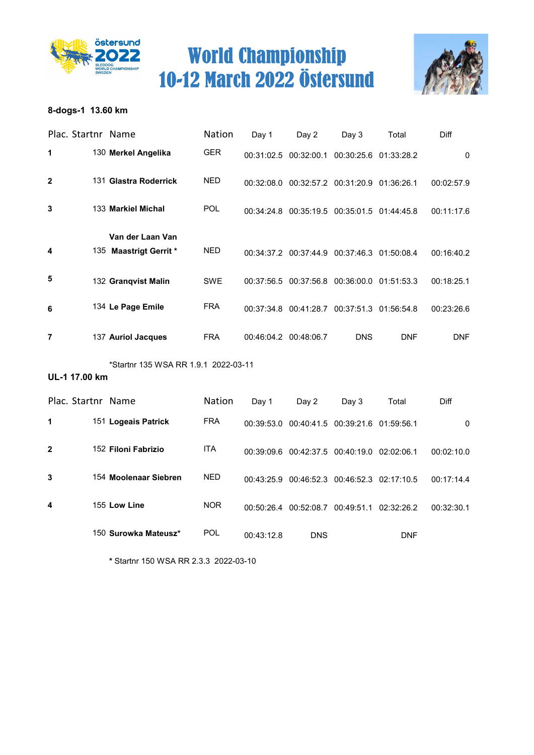# World Championship
# 10-12 March 2022 Östersund

**8-dogs-1 13.60 km**

| Plac. | Startnr | Name | Nation | Day 1 | Day 2 | Day 3 | Total | Diff |
|---|---|---|---|---|---|---|---|---|
| **1** | 130 | **Merkel Angelika** | GER | 00:31:02.5 | 00:32:00.1 | 00:30:25.6 | 01:33:28.2 | 0 |
| **2** | 131 | **Glastra Roderrick** | NED | 00:32:08.0 | 00:32:57.2 | 00:31:20.9 | 01:36:26.1 | 00:02:57.9 |
| **3** | 133 | **Markiel Michal** | POL | 00:34:24.8 | 00:35:19.5 | 00:35:01.5 | 01:44:45.8 | 00:11:17.6 |
| **4** | 135 | **Van der Laan Van Maastrigt Gerrit \*** | NED | 00:34:37.2 | 00:37:44.9 | 00:37:46.3 | 01:50:08.4 | 00:16:40.2 |
| **5** | 132 | **Granqvist Malin** | SWE | 00:37:56.5 | 00:37:56.8 | 00:36:00.0 | 01:51:53.3 | 00:18:25.1 |
| **6** | 134 | **Le Page Emile** | FRA | 00:37:34.8 | 00:41:28.7 | 00:37:51.3 | 01:56:54.8 | 00:23:26.6 |
| **7** | 137 | **Auriol Jacques** | FRA | 00:46:04.2 | 00:48:06.7 | DNS | DNF | DNF |

*Startnr 135 WSA RR 1.9.1 2022-03-11

**UL-1 17.00 km**

| Plac. | Startnr | Name | Nation | Day 1 | Day 2 | Day 3 | Total | Diff |
|---|---|---|---|---|---|---|---|---|
| **1** | 151 | **Logeais Patrick** | FRA | 00:39:53.0 | 00:40:41.5 | 00:39:21.6 | 01:59:56.1 | 0 |
| **2** | 152 | **Filoni Fabrizio** | ITA | 00:39:09.6 | 00:42:37.5 | 00:40:19.0 | 02:02:06.1 | 00:02:10.0 |
| **3** | 154 | **Moolenaar Siebren** | NED | 00:43:25.9 | 00:46:52.3 | 00:46:52.3 | 02:17:10.5 | 00:17:14.4 |
| **4** | 155 | **Low Line** | NOR | 00:50:26.4 | 00:52:08.7 | 00:49:51.1 | 02:32:26.2 | 00:32:30.1 |
| | 150 | **Surowka Mateusz\*** | POL | 00:43:12.8 | DNS | | DNF | |

**\*** Startnr 150 WSA RR 2.3.3 2022-03-10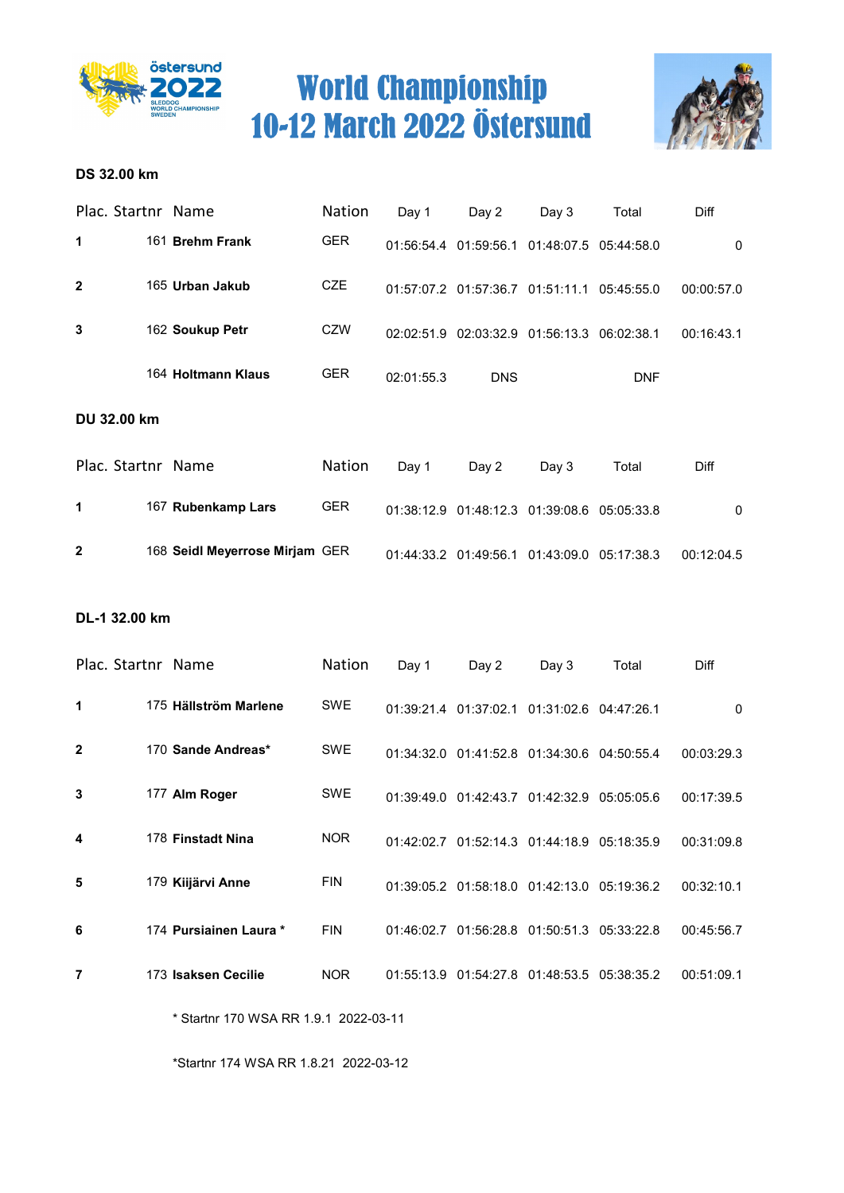# World Championship
# 10-12 March 2022 Östersund

**DS 32.00 km**

| Plac. | Startnr | Name | Nation | Day 1 | Day 2 | Day 3 | Total | Diff |
|---|---|---|---|---|---|---|---|---|
| **1** | 161 | **Brehm Frank** | GER | 01:56:54.4 | 01:59:56.1 | 01:48:07.5 | 05:44:58.0 | 0 |
| **2** | 165 | **Urban Jakub** | CZE | 01:57:07.2 | 01:57:36.7 | 01:51:11.1 | 05:45:55.0 | 00:00:57.0 |
| **3** | 162 | **Soukup Petr** | CZW | 02:02:51.9 | 02:03:32.9 | 01:56:13.3 | 06:02:38.1 | 00:16:43.1 |
| | 164 | **Holtmann Klaus** | GER | 02:01:55.3 | DNS | | DNF | |

**DU 32.00 km**

| Plac. | Startnr | Name | Nation | Day 1 | Day 2 | Day 3 | Total | Diff |
|---|---|---|---|---|---|---|---|---|
| **1** | 167 | **Rubenkamp Lars** | GER | 01:38:12.9 | 01:48:12.3 | 01:39:08.6 | 05:05:33.8 | 0 |
| **2** | 168 | **Seidl Meyerrose Mirjam** | GER | 01:44:33.2 | 01:49:56.1 | 01:43:09.0 | 05:17:38.3 | 00:12:04.5 |

**DL-1 32.00 km**

| Plac. | Startnr | Name | Nation | Day 1 | Day 2 | Day 3 | Total | Diff |
|---|---|---|---|---|---|---|---|---|
| **1** | 175 | **Hällström Marlene** | SWE | 01:39:21.4 | 01:37:02.1 | 01:31:02.6 | 04:47:26.1 | 0 |
| **2** | 170 | **Sande Andreas*** | SWE | 01:34:32.0 | 01:41:52.8 | 01:34:30.6 | 04:50:55.4 | 00:03:29.3 |
| **3** | 177 | **Alm Roger** | SWE | 01:39:49.0 | 01:42:43.7 | 01:42:32.9 | 05:05:05.6 | 00:17:39.5 |
| **4** | 178 | **Finstadt Nina** | NOR | 01:42:02.7 | 01:52:14.3 | 01:44:18.9 | 05:18:35.9 | 00:31:09.8 |
| **5** | 179 | **Kiijärvi Anne** | FIN | 01:39:05.2 | 01:58:18.0 | 01:42:13.0 | 05:19:36.2 | 00:32:10.1 |
| **6** | 174 | **Pursiainen Laura *** | FIN | 01:46:02.7 | 01:56:28.8 | 01:50:51.3 | 05:33:22.8 | 00:45:56.7 |
| **7** | 173 | **Isaksen Cecilie** | NOR | 01:55:13.9 | 01:54:27.8 | 01:48:53.5 | 05:38:35.2 | 00:51:09.1 |

\* Startnr 170 WSA RR 1.9.1 2022-03-11

*Startnr 174 WSA RR 1.8.21 2022-03-12